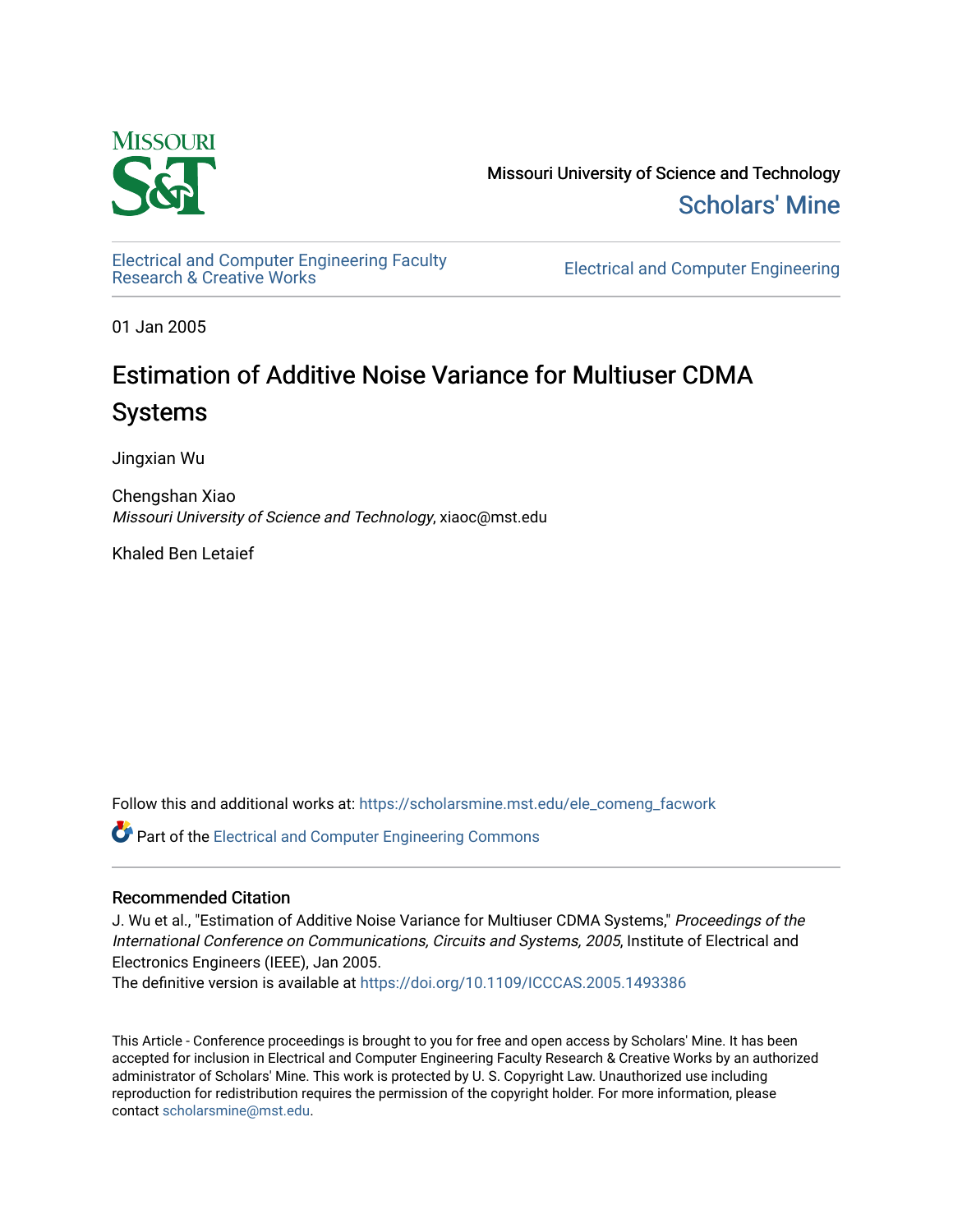Missouri University of Science and Technology

Scholars' Mine

Electrical and Computer Engineering Faculty Research & Creative Works

Electrical and Computer Engineering

01 Jan 2005

# Estimation of Additive Noise Variance for Multiuser CDMA Systems

Jingxian Wu

Chengshan Xiao
*Missouri University of Science and Technology*, xiaoc@mst.edu

Khaled Ben Letaief

Follow this and additional works at: https://scholarsmine.mst.edu/ele_comeng_facwork

Part of the Electrical and Computer Engineering Commons

## Recommended Citation

J. Wu et al., "Estimation of Additive Noise Variance for Multiuser CDMA Systems," *Proceedings of the International Conference on Communications, Circuits and Systems, 2005*, Institute of Electrical and Electronics Engineers (IEEE), Jan 2005.
The definitive version is available at https://doi.org/10.1109/ICCCAS.2005.1493386

This Article - Conference proceedings is brought to you for free and open access by Scholars' Mine. It has been accepted for inclusion in Electrical and Computer Engineering Faculty Research & Creative Works by an authorized administrator of Scholars' Mine. This work is protected by U. S. Copyright Law. Unauthorized use including reproduction for redistribution requires the permission of the copyright holder. For more information, please contact scholarsmine@mst.edu.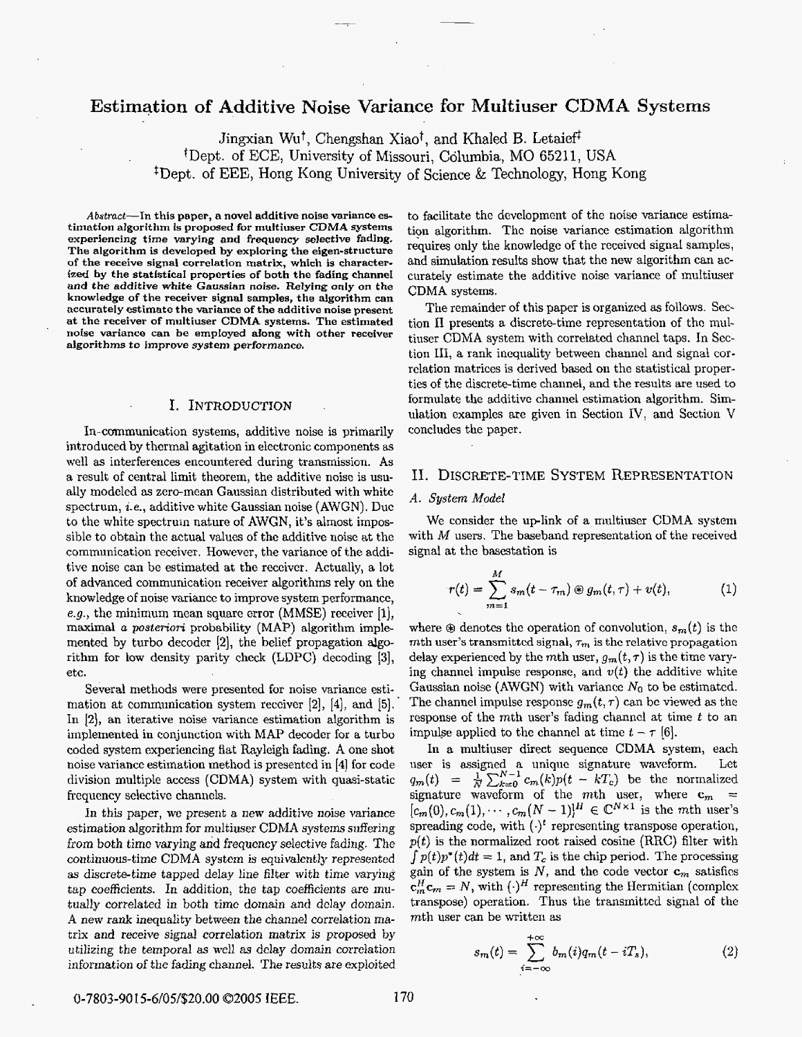# Estimation of Additive Noise Variance for Multiuser CDMA Systems

Jingxian Wu[†], Chengshan Xiao[†], and Khaled B. Letaief[‡]

[†]Dept. of ECE, University of Missouri, Columbia, MO 65211, USA

[‡]Dept. of EEE, Hong Kong University of Science & Technology, Hong Kong

*Abstract*—**In this paper, a novel additive noise variance estimation algorithm is proposed for multiuser CDMA systems experiencing time varying and frequency selective fading. The algorithm is developed by exploring the eigen-structure of the receive signal correlation matrix, which is characterized by the statistical properties of both the fading channel and the additive white Gaussian noise. Relying only on the knowledge of the receiver signal samples, the algorithm can accurately estimate the variance of the additive noise present at the receiver of multiuser CDMA systems. The estimated noise variance can be employed along with other receiver algorithms to improve system performance.**

## I. Introduction

In communication systems, additive noise is primarily introduced by thermal agitation in electronic components as well as interferences encountered during transmission. As a result of central limit theorem, the additive noise is usually modeled as zero-mean Gaussian distributed with white spectrum, *i.e.*, additive white Gaussian noise (AWGN). Due to the white spectrum nature of AWGN, it's almost impossible to obtain the actual values of the additive noise at the communication receiver. However, the variance of the additive noise can be estimated at the receiver. Actually, a lot of advanced communication receiver algorithms rely on the knowledge of noise variance to improve system performance, *e.g.*, the minimum mean square error (MMSE) receiver [1], maximal *a posteriori* probability (MAP) algorithm implemented by turbo decoder [2], the belief propagation algorithm for low density parity check (LDPC) decoding [3], etc.

Several methods were presented for noise variance estimation at communication system receiver [2], [4], and [5]. In [2], an iterative noise variance estimation algorithm is implemented in conjunction with MAP decoder for a turbo coded system experiencing flat Rayleigh fading. A one shot noise variance estimation method is presented in [4] for code division multiple access (CDMA) system with quasi-static frequency selective channels.

In this paper, we present a new additive noise variance estimation algorithm for multiuser CDMA systems suffering from both time varying and frequency selective fading. The continuous-time CDMA system is equivalently represented as discrete-time tapped delay line filter with time varying tap coefficients. In addition, the tap coefficients are mutually correlated in both time domain and delay domain. A new rank inequality between the channel correlation matrix and receive signal correlation matrix is proposed by utilizing the temporal as well as delay domain correlation information of the fading channel. The results are exploited to facilitate the development of the noise variance estimation algorithm. The noise variance estimation algorithm requires only the knowledge of the received signal samples, and simulation results show that the new algorithm can accurately estimate the additive noise variance of multiuser CDMA systems.

The remainder of this paper is organized as follows. Section II presents a discrete-time representation of the multiuser CDMA system with correlated channel taps. In Section III, a rank inequality between channel and signal correlation matrices is derived based on the statistical properties of the discrete-time channel, and the results are used to formulate the additive channel estimation algorithm. Simulation examples are given in Section IV, and Section V concludes the paper.

## II. Discrete-time System Representation

### A. System Model

We consider the up-link of a multiuser CDMA system with $M$ users. The baseband representation of the received signal at the basestation is

$$r(t) = \sum_{m=1}^{M} s_m(t - \tau_m) \circledast g_m(t, \tau) + v(t), \tag{1}$$

where $\circledast$ denotes the operation of convolution, $s_m(t)$ is the $m$th user's transmitted signal, $\tau_m$ is the relative propagation delay experienced by the $m$th user, $g_m(t, \tau)$ is the time varying channel impulse response, and $v(t)$ the additive white Gaussian noise (AWGN) with variance $N_0$ to be estimated. The channel impulse response $g_m(t, \tau)$ can be viewed as the response of the $m$th user's fading channel at time $t$ to an impulse applied to the channel at time $t - \tau$ [6].

In a multiuser direct sequence CDMA system, each user is assigned a unique signature waveform. Let $q_m(t) = \frac{1}{N}\sum_{k=0}^{N-1} c_m(k)p(t - kT_c)$ be the normalized signature waveform of the $m$th user, where $\mathbf{c}_m = [c_m(0), c_m(1), \cdots, c_m(N-1)]^H \in \mathbb{C}^{N\times 1}$ is the $m$th user's spreading code, with $(\cdot)^t$ representing transpose operation, $p(t)$ is the normalized root raised cosine (RRC) filter with $\int p(t)p^*(t)dt = 1$, and $T_c$ is the chip period. The processing gain of the system is $N$, and the code vector $\mathbf{c}_m$ satisfies $\mathbf{c}_m^H\mathbf{c}_m = N$, with $(\cdot)^H$ representing the Hermitian (complex transpose) operation. Thus the transmitted signal of the $m$th user can be written as

$$s_m(t) = \sum_{i=-\infty}^{+\infty} b_m(i)q_m(t - iT_s), \tag{2}$$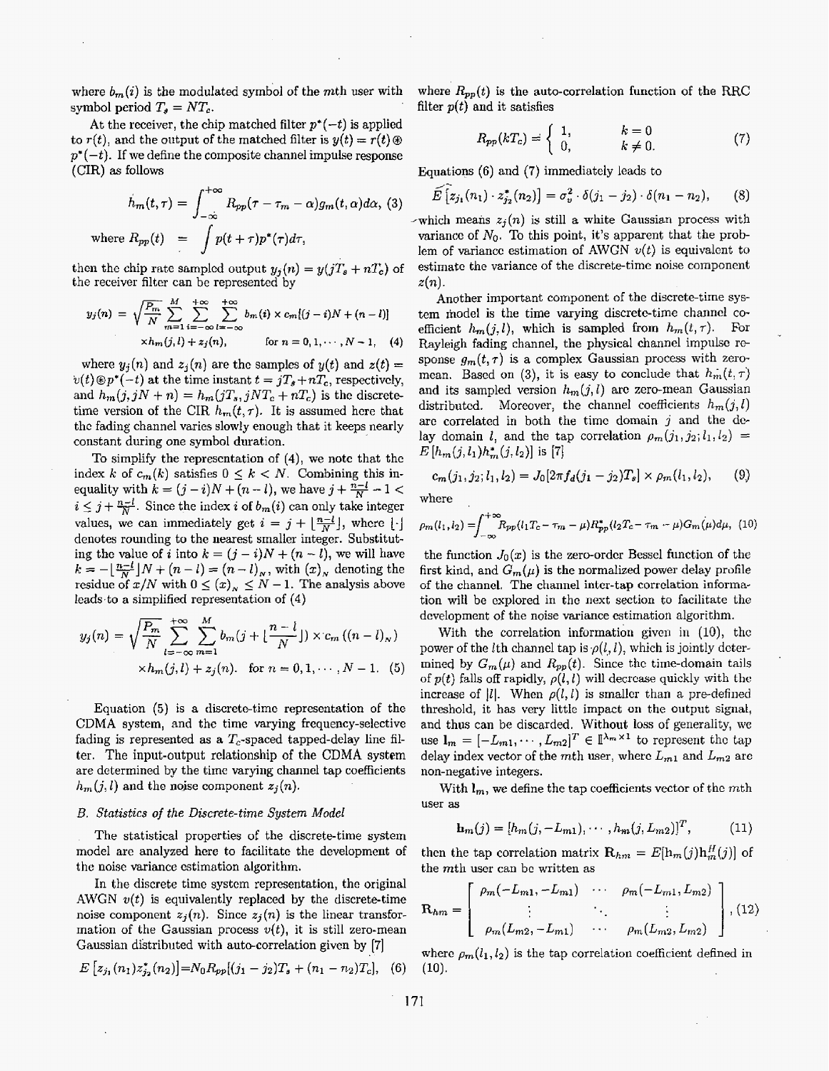where $b_m(i)$ is the modulated symbol of the $m$th user with symbol period $T_s = NT_c$.

At the receiver, the chip matched filter $p^*(-t)$ is applied to $r(t)$, and the output of the matched filter is $y(t) = r(t) \circledast p^*(-t)$. If we define the composite channel impulse response (CIR) as follows

$$h_m(t, \tau) = \int_{-\infty}^{+\infty} R_{pp}(\tau - \tau_m - \alpha) g_m(t, \alpha) d\alpha, \quad (3)$$

$$\text{where } R_{pp}(t) = \int p(t+\tau) p^*(\tau) d\tau,$$

then the chip rate sampled output $y_j(n) = y(jT_s + nT_c)$ of the receiver filter can be represented by

$$y_j(n) = \sqrt{\frac{P_m}{N}} \sum_{m=1}^{M} \sum_{i=-\infty}^{+\infty} \sum_{l=-\infty}^{+\infty} b_m(i) \times c_m[(j-i)N + (n-l)] \times h_m(j, l) + z_j(n), \quad \text{for } n = 0, 1, \cdots, N-1, \quad (4)$$

where $y_j(n)$ and $z_j(n)$ are the samples of $y(t)$ and $z(t) = v(t) \circledast p^*(-t)$ at the time instant $t = jT_s + nT_c$, respectively, and $h_m(j, jN+n) = h_m(jT_s, jNT_c + nT_c)$ is the discrete-time version of the CIR $h_m(t, \tau)$. It is assumed here that the fading channel varies slowly enough that it keeps nearly constant during one symbol duration.

To simplify the representation of (4), we note that the index $k$ of $c_m(k)$ satisfies $0 \leq k < N$. Combining this inequality with $k = (j-i)N + (n-l)$, we have $j + \frac{n-l}{N} - 1 < i \leq j + \frac{n-l}{N}$. Since the index $i$ of $b_m(i)$ can only take integer values, we can immediately get $i = j + \lfloor \frac{n-l}{N} \rfloor$, where $\lfloor \cdot \rfloor$ denotes rounding to the nearest smaller integer. Substituting the value of $i$ into $k = (j-i)N + (n-l)$, we will have $k = -\lfloor \frac{n-l}{N} \rfloor N + (n-l) = (n-l)_N$, with $(x)_N$ denoting the residue of $x/N$ with $0 \leq (x)_N \leq N-1$. The analysis above leads to a simplified representation of (4)

$$y_j(n) = \sqrt{\frac{P_m}{N}} \sum_{l=-\infty}^{+\infty} \sum_{m=1}^{M} b_m(j + \lfloor \frac{n-l}{N} \rfloor) \times c_m((n-l)_N) \times h_m(j, l) + z_j(n). \quad \text{for } n = 0, 1, \cdots, N-1. \quad (5)$$

Equation (5) is a discrete-time representation of the CDMA system, and the time varying frequency-selective fading is represented as a $T_c$-spaced tapped-delay line filter. The input-output relationship of the CDMA system are determined by the time varying channel tap coefficients $h_m(j, l)$ and the noise component $z_j(n)$.

### B. Statistics of the Discrete-time System Model

The statistical properties of the discrete-time system model are analyzed here to facilitate the development of the noise variance estimation algorithm.

In the discrete time system representation, the original AWGN $v(t)$ is equivalently replaced by the discrete-time noise component $z_j(n)$. Since $z_j(n)$ is the linear transformation of the Gaussian process $v(t)$, it is still zero-mean Gaussian distributed with auto-correlation given by [7]

$$E\left[z_{j_1}(n_1) z_{j_2}^*(n_2)\right] = N_0 R_{pp}[(j_1 - j_2)T_s + (n_1 - n_2)T_c], \quad (6)$$

where $R_{pp}(t)$ is the auto-correlation function of the RRC filter $p(t)$ and it satisfies

$$R_{pp}(kT_c) = \begin{cases} 1, & k = 0 \\ 0, & k \neq 0. \end{cases} \quad (7)$$

Equations (6) and (7) immediately leads to

$$E\left[z_{j_1}(n_1) \cdot z_{j_2}^*(n_2)\right] = \sigma_v^2 \cdot \delta(j_1 - j_2) \cdot \delta(n_1 - n_2), \quad (8)$$

which means $z_j(n)$ is still a white Gaussian process with variance of $N_0$. To this point, it's apparent that the problem of variance estimation of AWGN $v(t)$ is equivalent to estimate the variance of the discrete-time noise component $z(n)$.

Another important component of the discrete-time system model is the time varying discrete-time channel coefficient $h_m(j, l)$, which is sampled from $h_m(t, \tau)$. For Rayleigh fading channel, the physical channel impulse response $g_m(t, \tau)$ is a complex Gaussian process with zero-mean. Based on (3), it is easy to conclude that $h_m(t, \tau)$ and its sampled version $h_m(j, l)$ are zero-mean Gaussian distributed. Moreover, the channel coefficients $h_m(j, l)$ are correlated in both the time domain $j$ and the delay domain $l$, and the tap correlation $\rho_m(j_1, j_2; l_1, l_2) = E[h_m(j, l_1) h_m^*(j, l_2)]$ is [7]

$$c_m(j_1, j_2; l_1, l_2) = J_0[2\pi f_d (j_1 - j_2) T_s] \times \rho_m(l_1, l_2), \quad (9)$$

where

$$\rho_m(l_1, l_2) = \int_{-\infty}^{+\infty} R_{pp}(l_1 T_c - \tau_m - \mu) R_{pp}^*(l_2 T_c - \tau_m - \mu) G_m(\mu) d\mu, \quad (10)$$

the function $J_0(x)$ is the zero-order Bessel function of the first kind, and $G_m(\mu)$ is the normalized power delay profile of the channel. The channel inter-tap correlation information will be explored in the next section to facilitate the development of the noise variance estimation algorithm.

With the correlation information given in (10), the power of the $l$th channel tap is $\rho(l, l)$, which is jointly determined by $G_m(\mu)$ and $R_{pp}(t)$. Since the time-domain tails of $p(t)$ falls off rapidly, $\rho(l, l)$ will decrease quickly with the increase of $|l|$. When $\rho(l, l)$ is smaller than a pre-defined threshold, it has very little impact on the output signal, and thus can be discarded. Without loss of generality, we use $\mathbf{l}_m = [-L_{m1}, \cdots, L_{m2}]^T \in \mathbb{I}^{\lambda_m \times 1}$ to represent the tap delay index vector of the $m$th user, where $L_{m1}$ and $L_{m2}$ are non-negative integers.

With $\mathbf{l}_m$, we define the tap coefficients vector of the $m$th user as

$$\mathbf{h}_m(j) = [h_m(j, -L_{m1}), \cdots, h_m(j, L_{m2})]^T, \quad (11)$$

then the tap correlation matrix $\mathbf{R}_{hm} = E[\mathbf{h}_m(j) \mathbf{h}_m^H(j)]$ of the $m$th user can be written as

$$\mathbf{R}_{hm} = \begin{bmatrix} \rho_m(-L_{m1}, -L_{m1}) & \cdots & \rho_m(-L_{m1}, L_{m2}) \\ \vdots & \ddots & \vdots \\ \rho_m(L_{m2}, -L_{m1}) & \cdots & \rho_m(L_{m2}, L_{m2}) \end{bmatrix}, \quad (12)$$

where $\rho_m(l_1, l_2)$ is the tap correlation coefficient defined in (10).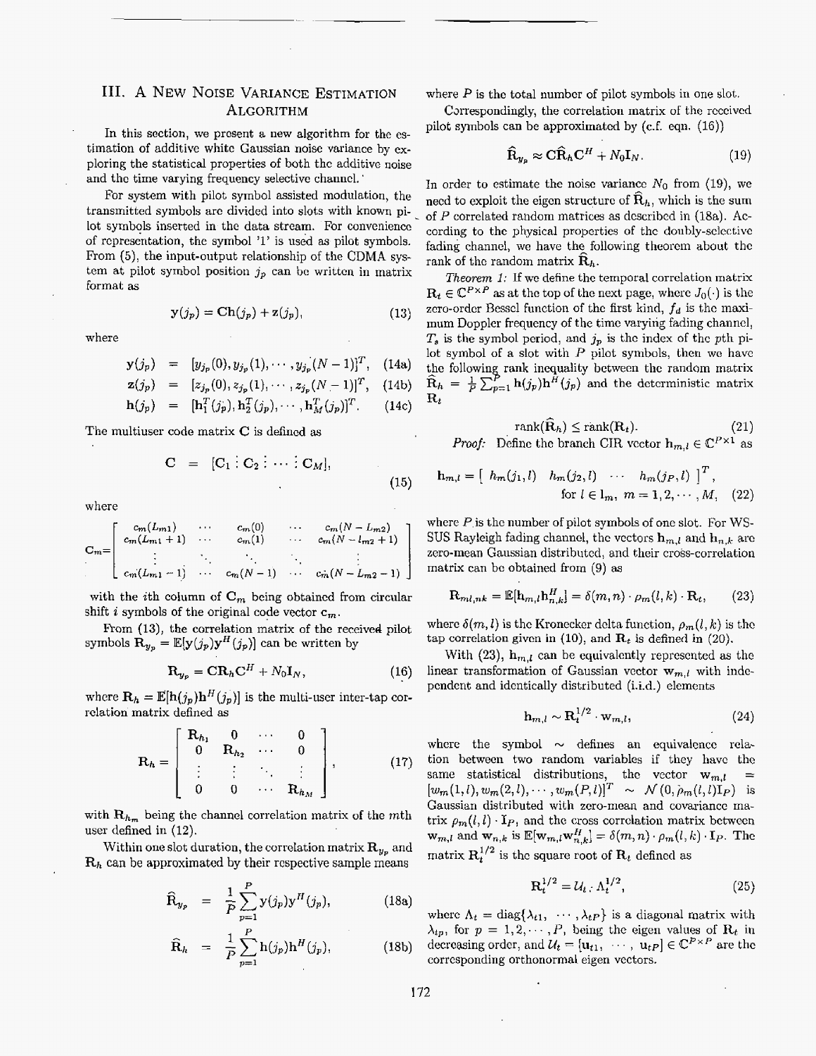## III. A New Noise Variance Estimation Algorithm

In this section, we present a new algorithm for the estimation of additive white Gaussian noise variance by exploring the statistical properties of both the additive noise and the time varying frequency selective channel.

For system with pilot symbol assisted modulation, the transmitted symbols are divided into slots with known pilot symbols inserted in the data stream. For convenience of representation, the symbol '1' is used as pilot symbols. From (5), the input-output relationship of the CDMA system at pilot symbol position $j_p$ can be written in matrix format as

$$\mathbf{y}(j_p) = \mathbf{C}\mathbf{h}(j_p) + \mathbf{z}(j_p), \tag{13}$$

where

$$\mathbf{y}(j_p) = [y_{j_p}(0), y_{j_p}(1), \cdots, y_{j_p}(N-1)]^T, \tag{14a}$$

$$\mathbf{z}(j_p) = [z_{j_p}(0), z_{j_p}(1), \cdots, z_{j_p}(N-1)]^T, \tag{14b}$$

$$\mathbf{h}(j_p) = [\mathbf{h}_1^T(j_p), \mathbf{h}_2^T(j_p), \cdots, \mathbf{h}_M^T(j_p)]^T. \tag{14c}$$

The multiuser code matrix $\mathbf{C}$ is defined as

$$\mathbf{C} = [\mathbf{C}_1 \vdots \mathbf{C}_2 \vdots \cdots \vdots \mathbf{C}_M], \tag{15}$$

where

$$\mathbf{C}_m = \begin{bmatrix} c_m(L_{m1}) & \cdots & c_m(0) & \cdots & c_m(N-L_{m2}) \\ c_m(L_{m1}+1) & \cdots & c_m(1) & \cdots & c_m(N-l_{m2}+1) \\ \vdots & \ddots & \ddots & \ddots & \vdots \\ c_m(L_{m1}-1) & \cdots & c_m(N-1) & \cdots & c_m(N-L_{m2}-1) \end{bmatrix}$$

with the $i$th column of $\mathbf{C}_m$ being obtained from circular shift $i$ symbols of the original code vector $\mathbf{c}_m$.

From (13), the correlation matrix of the received pilot symbols $\mathbf{R}_{y_p} = \mathbb{E}[\mathbf{y}(j_p)\mathbf{y}^H(j_p)]$ can be written by

$$\mathbf{R}_{y_p} = \mathbf{C}\mathbf{R}_h\mathbf{C}^H + N_0\mathbf{I}_N, \tag{16}$$

where $\mathbf{R}_h = \mathbb{E}[\mathbf{h}(j_p)\mathbf{h}^H(j_p)]$ is the multi-user inter-tap correlation matrix defined as

$$\mathbf{R}_h = \begin{bmatrix} \mathbf{R}_{h_1} & 0 & \cdots & 0 \\ 0 & \mathbf{R}_{h_2} & \cdots & 0 \\ \vdots & \vdots & \ddots & \vdots \\ 0 & 0 & \cdots & \mathbf{R}_{h_M} \end{bmatrix}, \tag{17}$$

with $\mathbf{R}_{h_m}$ being the channel correlation matrix of the $m$th user defined in (12).

Within one slot duration, the correlation matrix $\mathbf{R}_{y_p}$ and $\mathbf{R}_h$ can be approximated by their respective sample means

$$\widehat{\mathbf{R}}_{y_p} = \frac{1}{P}\sum_{p=1}^{P} \mathbf{y}(j_p)\mathbf{y}^H(j_p), \tag{18a}$$

$$\widehat{\mathbf{R}}_h = \frac{1}{P}\sum_{p=1}^{P} \mathbf{h}(j_p)\mathbf{h}^H(j_p), \tag{18b}$$

where $P$ is the total number of pilot symbols in one slot.

Correspondingly, the correlation matrix of the received pilot symbols can be approximated by (c.f. eqn. (16))

$$\widehat{\mathbf{R}}_{y_p} \approx \mathbf{C}\widehat{\mathbf{R}}_h\mathbf{C}^H + N_0\mathbf{I}_N. \tag{19}$$

In order to estimate the noise variance $N_0$ from (19), we need to exploit the eigen structure of $\widehat{\mathbf{R}}_h$, which is the sum of $P$ correlated random matrices as described in (18a). According to the physical properties of the doubly-selective fading channel, we have the following theorem about the rank of the random matrix $\widehat{\mathbf{R}}_h$.

*Theorem 1:* If we define the temporal correlation matrix $\mathbf{R}_t \in \mathbb{C}^{P \times P}$ as at the top of the next page, where $J_0(\cdot)$ is the zero-order Bessel function of the first kind, $f_d$ is the maximum Doppler frequency of the time varying fading channel, $T_s$ is the symbol period, and $j_p$ is the index of the $p$th pilot symbol of a slot with $P$ pilot symbols, then we have the following rank inequality between the random matrix $\widehat{\mathbf{R}}_h = \frac{1}{P}\sum_{p=1}^{P}\mathbf{h}(j_p)\mathbf{h}^H(j_p)$ and the deterministic matrix $\mathbf{R}_t$

$$\text{rank}(\widehat{\mathbf{R}}_h) \leq \text{rank}(\mathbf{R}_t). \tag{21}$$

*Proof:* Define the branch CIR vector $\mathbf{h}_{m,l} \in \mathbb{C}^{P \times 1}$ as

$$\mathbf{h}_{m,l} = [\; h_m(j_1, l) \quad h_m(j_2, l) \quad \cdots \quad h_m(j_P, l) \;]^T, \quad \text{for } l \in \mathbf{l}_m,\; m = 1, 2, \cdots, M, \tag{22}$$

where $P$ is the number of pilot symbols of one slot. For WSSUS Rayleigh fading channel, the vectors $\mathbf{h}_{m,l}$ and $\mathbf{h}_{n,k}$ are zero-mean Gaussian distributed, and their cross-correlation matrix can be obtained from (9) as

$$\mathbf{R}_{ml,nk} = \mathbb{E}[\mathbf{h}_{m,l}\mathbf{h}_{n,k}^H] = \delta(m,n) \cdot \rho_m(l,k) \cdot \mathbf{R}_t, \tag{23}$$

where $\delta(m,l)$ is the Kronecker delta function, $\rho_m(l,k)$ is the tap correlation given in (10), and $\mathbf{R}_t$ is defined in (20).

With (23), $\mathbf{h}_{m,l}$ can be equivalently represented as the linear transformation of Gaussian vector $\mathbf{w}_{m,l}$ with independent and identically distributed (i.i.d.) elements

$$\mathbf{h}_{m,l} \sim \mathbf{R}_t^{1/2} \cdot \mathbf{w}_{m,l}, \tag{24}$$

where the symbol $\sim$ defines an equivalence relation between two random variables if they have the same statistical distributions, the vector $\mathbf{w}_{m,l} = [w_m(1,l), w_m(2,l), \cdots, w_m(P,l)]^T \sim \mathcal{N}(0, \rho_m(l,l)\mathbf{I}_P)$ is Gaussian distributed with zero-mean and covariance matrix $\rho_m(l,l) \cdot \mathbf{I}_P$, and the cross correlation matrix between $\mathbf{w}_{m,l}$ and $\mathbf{w}_{n,k}$ is $\mathbb{E}[\mathbf{w}_{m,l}\mathbf{w}_{n,k}^H] = \delta(m,n) \cdot \rho_m(l,k) \cdot \mathbf{I}_P$. The matrix $\mathbf{R}_t^{1/2}$ is the square root of $\mathbf{R}_t$ defined as

$$\mathbf{R}_t^{1/2} = \mathcal{U}_t \cdot \Lambda_t^{1/2}, \tag{25}$$

where $\Lambda_t = \text{diag}\{\lambda_{t1}, \cdots, \lambda_{tP}\}$ is a diagonal matrix with $\lambda_{tp}$, for $p = 1, 2, \cdots, P$, being the eigen values of $\mathbf{R}_t$ in decreasing order, and $\mathcal{U}_t = [\mathbf{u}_{t1}, \cdots, \mathbf{u}_{tP}] \in \mathbb{C}^{P \times P}$ are the corresponding orthonormal eigen vectors.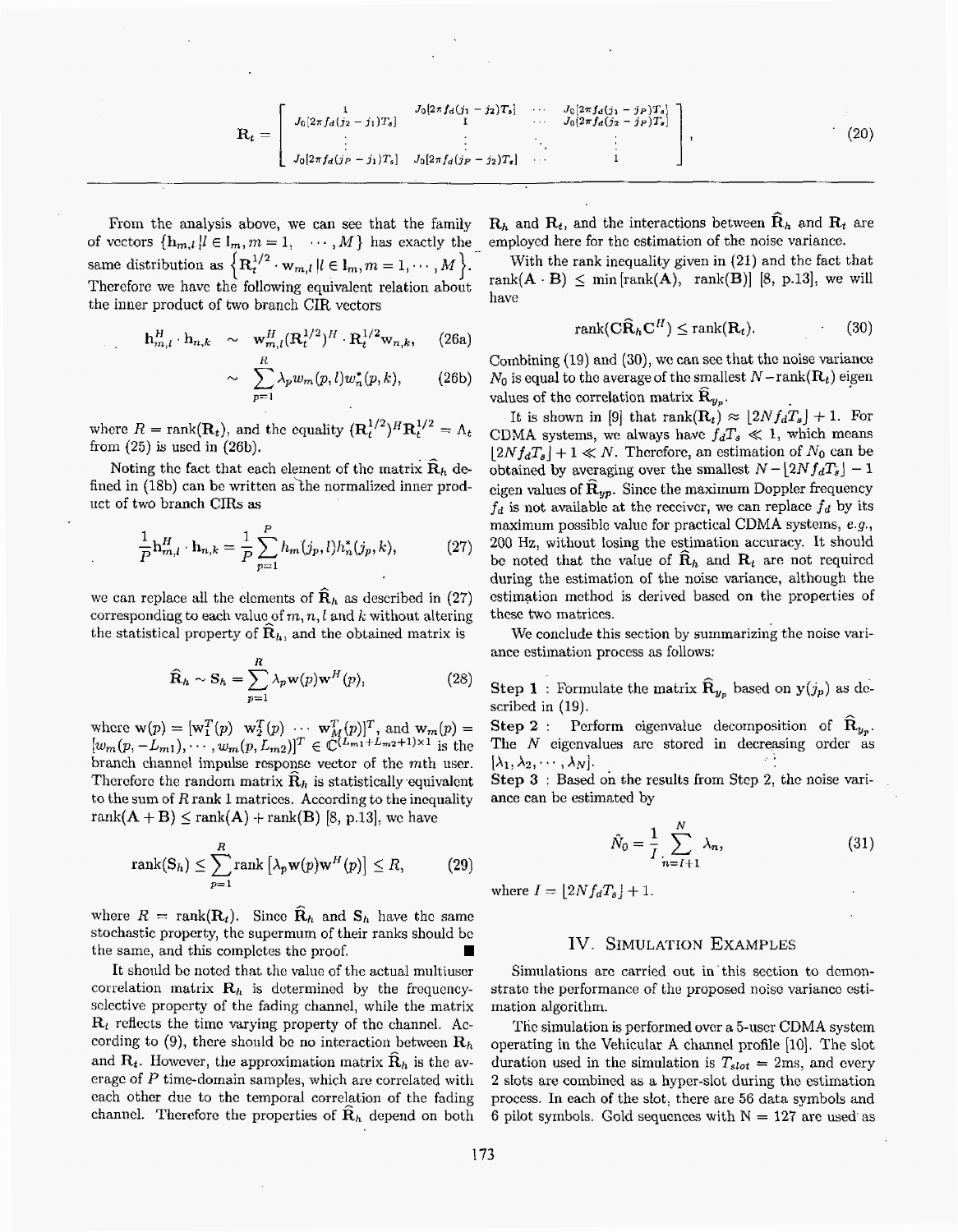$$
\mathbf{R}_t = \begin{bmatrix} 1 & J_0[2\pi f_d(j_1 - j_2)T_s] & \cdots & J_0[2\pi f_d(j_1 - j_P)T_s] \\ J_0[2\pi f_d(j_2 - j_1)T_s] & 1 & \cdots & J_0[2\pi f_d(j_2 - j_P)T_s] \\ \vdots & \vdots & \ddots & \vdots \\ J_0[2\pi f_d(j_P - j_1)T_s] & J_0[2\pi f_d(j_P - j_2)T_s] & \cdots & 1 \end{bmatrix}, \tag{20}
$$

From the analysis above, we can see that the family of vectors $\{\mathbf{h}_{m,l} | l \in \mathbf{l}_m, m = 1, \cdots, M\}$ has exactly the same distribution as $\left\{\mathbf{R}_t^{1/2} \cdot \mathbf{w}_{m,l} | l \in \mathbf{l}_m, m = 1, \cdots, M\right\}$. Therefore we have the following equivalent relation about the inner product of two branch CIR vectors

$$
\mathbf{h}_{m,l}^H \cdot \mathbf{h}_{n,k} \sim \mathbf{w}_{m,l}^H (\mathbf{R}_t^{1/2})^H \cdot \mathbf{R}_t^{1/2} \mathbf{w}_{n,k}, \tag{26a}
$$

$$
\sim \sum_{p=1}^{R} \lambda_p w_m(p,l) w_n^*(p,k), \tag{26b}
$$

where $R = \text{rank}(\mathbf{R}_t)$, and the equality $(\mathbf{R}_t^{1/2})^H \mathbf{R}_t^{1/2} = \Lambda_t$ from (25) is used in (26b).

Noting the fact that each element of the matrix $\widehat{\mathbf{R}}_h$ defined in (18b) can be written as the normalized inner product of two branch CIRs as

$$
\frac{1}{P} \mathbf{h}_{m,l}^H \cdot \mathbf{h}_{n,k} = \frac{1}{P} \sum_{p=1}^{P} h_m(j_p, l) h_n^*(j_p, k), \tag{27}
$$

we can replace all the elements of $\widehat{\mathbf{R}}_h$ as described in (27) corresponding to each value of $m, n, l$ and $k$ without altering the statistical property of $\widehat{\mathbf{R}}_h$, and the obtained matrix is

$$
\widehat{\mathbf{R}}_h \sim \mathbf{S}_h = \sum_{p=1}^{R} \lambda_p \mathbf{w}(p) \mathbf{w}^H(p), \tag{28}
$$

where $\mathbf{w}(p) = [\mathbf{w}_1^T(p) \ \mathbf{w}_2^T(p) \ \cdots \ \mathbf{w}_M^T(p)]^T$, and $\mathbf{w}_m(p) = [w_m(p, -L_{m1}), \cdots, w_m(p, L_{m2})]^T \in \mathbb{C}^{(L_{m1}+L_{m2}+1)\times 1}$ is the branch channel impulse response vector of the $m$th user. Therefore the random matrix $\widehat{\mathbf{R}}_h$ is statistically equivalent to the sum of $R$ rank 1 matrices. According to the inequality $\text{rank}(\mathbf{A} + \mathbf{B}) \le \text{rank}(\mathbf{A}) + \text{rank}(\mathbf{B})$ [8, p.13], we have

$$
\text{rank}(\mathbf{S}_h) \le \sum_{p=1}^{R} \text{rank}\left[\lambda_p \mathbf{w}(p) \mathbf{w}^H(p)\right] \le R, \tag{29}
$$

where $R = \text{rank}(\mathbf{R}_t)$. Since $\widehat{\mathbf{R}}_h$ and $\mathbf{S}_h$ have the same stochastic property, the supermum of their ranks should be the same, and this completes the proof. ■

It should be noted that the value of the actual multiuser correlation matrix $\mathbf{R}_h$ is determined by the frequency-selective property of the fading channel, while the matrix $\mathbf{R}_t$ reflects the time varying property of the channel. According to (9), there should be no interaction between $\mathbf{R}_h$ and $\mathbf{R}_t$. However, the approximation matrix $\widehat{\mathbf{R}}_h$ is the average of $P$ time-domain samples, which are correlated with each other due to the temporal correlation of the fading channel. Therefore the properties of $\widehat{\mathbf{R}}_h$ depend on both $\mathbf{R}_h$ and $\mathbf{R}_t$, and the interactions between $\widehat{\mathbf{R}}_h$ and $\mathbf{R}_t$ are employed here for the estimation of the noise variance.

With the rank inequality given in (21) and the fact that $\text{rank}(\mathbf{A} \cdot \mathbf{B}) \le \min[\text{rank}(\mathbf{A}), \ \text{rank}(\mathbf{B})]$ [8, p.13], we will have

$$
\text{rank}(\mathbf{C}\widehat{\mathbf{R}}_h \mathbf{C}^H) \le \text{rank}(\mathbf{R}_t). \tag{30}
$$

Combining (19) and (30), we can see that the noise variance $N_0$ is equal to the average of the smallest $N - \text{rank}(\mathbf{R}_t)$ eigen values of the correlation matrix $\widehat{\mathbf{R}}_{y_p}$.

It is shown in [9] that $\text{rank}(\mathbf{R}_t) \approx \lfloor 2N f_d T_s \rfloor + 1$. For CDMA systems, we always have $f_d T_s \ll 1$, which means $\lfloor 2N f_d T_s \rfloor + 1 \ll N$. Therefore, an estimation of $N_0$ can be obtained by averaging over the smallest $N - \lfloor 2N f_d T_s \rfloor - 1$ eigen values of $\widehat{\mathbf{R}}_{yp}$. Since the maximum Doppler frequency $f_d$ is not available at the receiver, we can replace $f_d$ by its maximum possible value for practical CDMA systems, *e.g.*, 200 Hz, without losing the estimation accuracy. It should be noted that the value of $\widehat{\mathbf{R}}_h$ and $\mathbf{R}_t$ are not required during the estimation of the noise variance, although the estimation method is derived based on the properties of these two matrices.

We conclude this section by summarizing the noise variance estimation process as follows:

**Step 1** : Formulate the matrix $\widehat{\mathbf{R}}_{y_p}$ based on $\mathbf{y}(j_p)$ as described in (19).

**Step 2** : Perform eigenvalue decomposition of $\widehat{\mathbf{R}}_{y_p}$. The $N$ eigenvalues are stored in decreasing order as $[\lambda_1, \lambda_2, \cdots, \lambda_N]$.

**Step 3** : Based on the results from Step 2, the noise variance can be estimated by

$$
\hat{N}_0 = \frac{1}{I} \sum_{n=I+1}^{N} \lambda_n, \tag{31}
$$

where $I = \lfloor 2N f_d T_s \rfloor + 1$.

## IV. Simulation Examples

Simulations are carried out in this section to demonstrate the performance of the proposed noise variance estimation algorithm.

The simulation is performed over a 5-user CDMA system operating in the Vehicular A channel profile [10]. The slot duration used in the simulation is $T_{slot} = 2$ms, and every 2 slots are combined as a hyper-slot during the estimation process. In each of the slot, there are 56 data symbols and 6 pilot symbols. Gold sequences with N = 127 are used as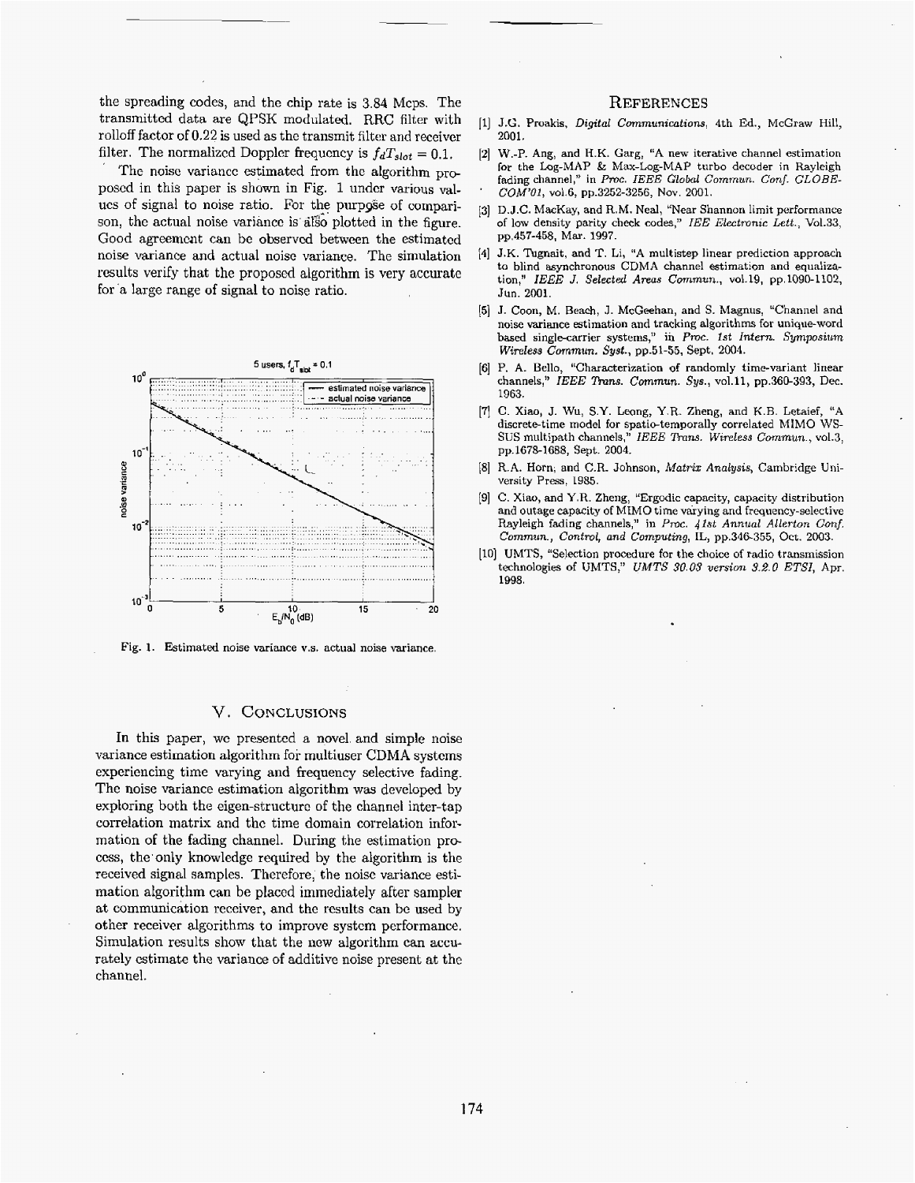the spreading codes, and the chip rate is 3.84 Mcps. The transmitted data are QPSK modulated. RRC filter with rolloff factor of 0.22 is used as the transmit filter and receiver filter. The normalized Doppler frequency is $f_d T_{slot} = 0.1$.

The noise variance estimated from the algorithm proposed in this paper is shown in Fig. 1 under various values of signal to noise ratio. For the purpose of comparison, the actual noise variance is also plotted in the figure. Good agreement can be observed between the estimated noise variance and actual noise variance. The simulation results verify that the proposed algorithm is very accurate for a large range of signal to noise ratio.

5 users, $f_d T_{slot} = 0.1$

estimated noise variance
actual noise variance

noise variance

$10^0$
$10^{-1}$
$10^{-2}$
$10^{-3}$

0
5
10
15
20

$E_b/N_0$ (dB)

Fig. 1. Estimated noise variance v.s. actual noise variance.

## V. Conclusions

In this paper, we presented a novel and simple noise variance estimation algorithm for multiuser CDMA systems experiencing time varying and frequency selective fading. The noise variance estimation algorithm was developed by exploring both the eigen-structure of the channel inter-tap correlation matrix and the time domain correlation information of the fading channel. During the estimation process, the only knowledge required by the algorithm is the received signal samples. Therefore, the noise variance estimation algorithm can be placed immediately after sampler at communication receiver, and the results can be used by other receiver algorithms to improve system performance. Simulation results show that the new algorithm can accurately estimate the variance of additive noise present at the channel.

## References

[1] J.G. Proakis, *Digital Communications*, 4th Ed., McGraw Hill, 2001.

[2] W.-P. Ang, and H.K. Garg, "A new iterative channel estimation for the Log-MAP & Max-Log-MAP turbo decoder in Rayleigh fading channel," in *Proc. IEEE Global Commun. Conf. GLOBECOM'01*, vol.6, pp.3252-3256, Nov. 2001.

[3] D.J.C. MacKay, and R.M. Neal, "Near Shannon limit performance of low density parity check codes," *IEE Electronic Lett.*, Vol.33, pp.457-458, Mar. 1997.

[4] J.K. Tugnait, and T. Li, "A multistep linear prediction approach to blind asynchronous CDMA channel estimation and equalization," *IEEE J. Selected Areas Commun.*, vol.19, pp.1090-1102, Jun. 2001.

[5] J. Coon, M. Beach, J. McGeehan, and S. Magnus, "Channel and noise variance estimation and tracking algorithms for unique-word based single-carrier systems," in *Proc. 1st Intern. Symposium Wireless Commun. Syst.*, pp.51-55, Sept. 2004.

[6] P. A. Bello, "Characterization of randomly time-variant linear channels," *IEEE Trans. Commun. Sys.*, vol.11, pp.360-393, Dec. 1963.

[7] C. Xiao, J. Wu, S.Y. Leong, Y.R. Zheng, and K.B. Letaief, "A discrete-time model for spatio-temporally correlated MIMO WSSUS multipath channels," *IEEE Trans. Wireless Commun.*, vol.3, pp.1678-1688, Sept. 2004.

[8] R.A. Horn, and C.R. Johnson, *Matrix Analysis*, Cambridge University Press, 1985.

[9] C. Xiao, and Y.R. Zheng, "Ergodic capacity, capacity distribution and outage capacity of MIMO time varying and frequency-selective Rayleigh fading channels," in *Proc. 41st Annual Allerton Conf. Commun., Control, and Computing*, IL, pp.346-355, Oct. 2003.

[10] UMTS, "Selection procedure for the choice of radio transmission technologies of UMTS," *UMTS 30.03 version 3.2.0 ETSI*, Apr. 1998.